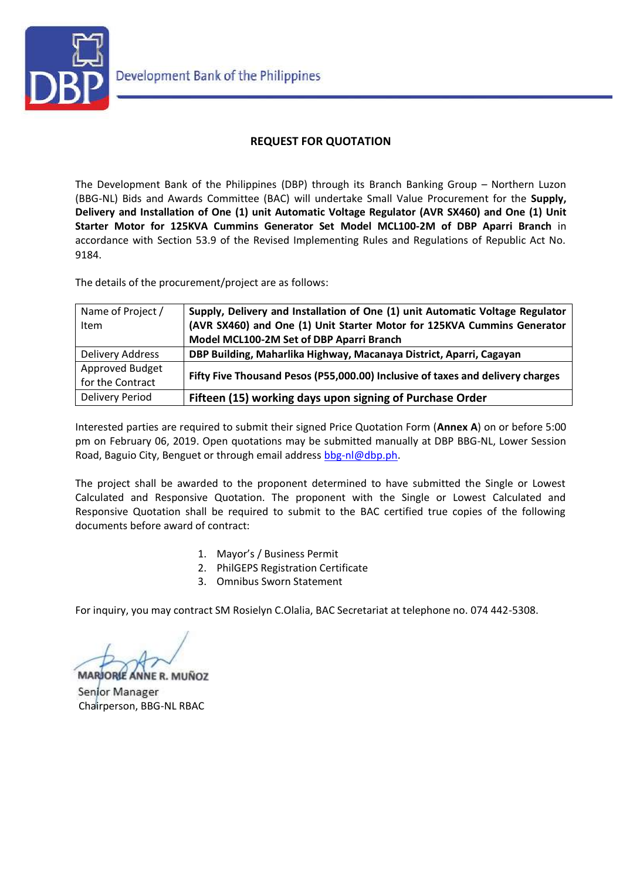Development Bank of the Philippines

## REQUEST FOR QUOTATION

The Development Bank of the Philippines (DBP) through its Branch Banking Group – Northern Luzon (BBG-NL) Bids and Awards Committee (BAC) will undertake Small Value Procurement for the **Supply, Delivery and Installation of One (1) unit Automatic Voltage Regulator (AVR SX460) and One (1) Unit Starter Motor for 125KVA Cummins Generator Set Model MCL100-2M of DBP Aparri Branch** in accordance with Section 53.9 of the Revised Implementing Rules and Regulations of Republic Act No. 9184.

The details of the procurement/project are as follows:

| Name of Project / Item | **Supply, Delivery and Installation of One (1) unit Automatic Voltage Regulator (AVR SX460) and One (1) Unit Starter Motor for 125KVA Cummins Generator Model MCL100-2M Set of DBP Aparri Branch** |
|---|---|
| Delivery Address | **DBP Building, Maharlika Highway, Macanaya District, Aparri, Cagayan** |
| Approved Budget for the Contract | **Fifty Five Thousand Pesos (P55,000.00) Inclusive of taxes and delivery charges** |
| Delivery Period | **Fifteen (15) working days upon signing of Purchase Order** |

Interested parties are required to submit their signed Price Quotation Form (**Annex A**) on or before 5:00 pm on February 06, 2019. Open quotations may be submitted manually at DBP BBG-NL, Lower Session Road, Baguio City, Benguet or through email address bbg-nl@dbp.ph.

The project shall be awarded to the proponent determined to have submitted the Single or Lowest Calculated and Responsive Quotation. The proponent with the Single or Lowest Calculated and Responsive Quotation shall be required to submit to the BAC certified true copies of the following documents before award of contract:

1. Mayor's / Business Permit
2. PhilGEPS Registration Certificate
3. Omnibus Sworn Statement

For inquiry, you may contract SM Rosielyn C.Olalia, BAC Secretariat at telephone no. 074 442-5308.

**MARJORIE ANNE R. MUÑOZ**
Senior Manager
Chairperson, BBG-NL RBAC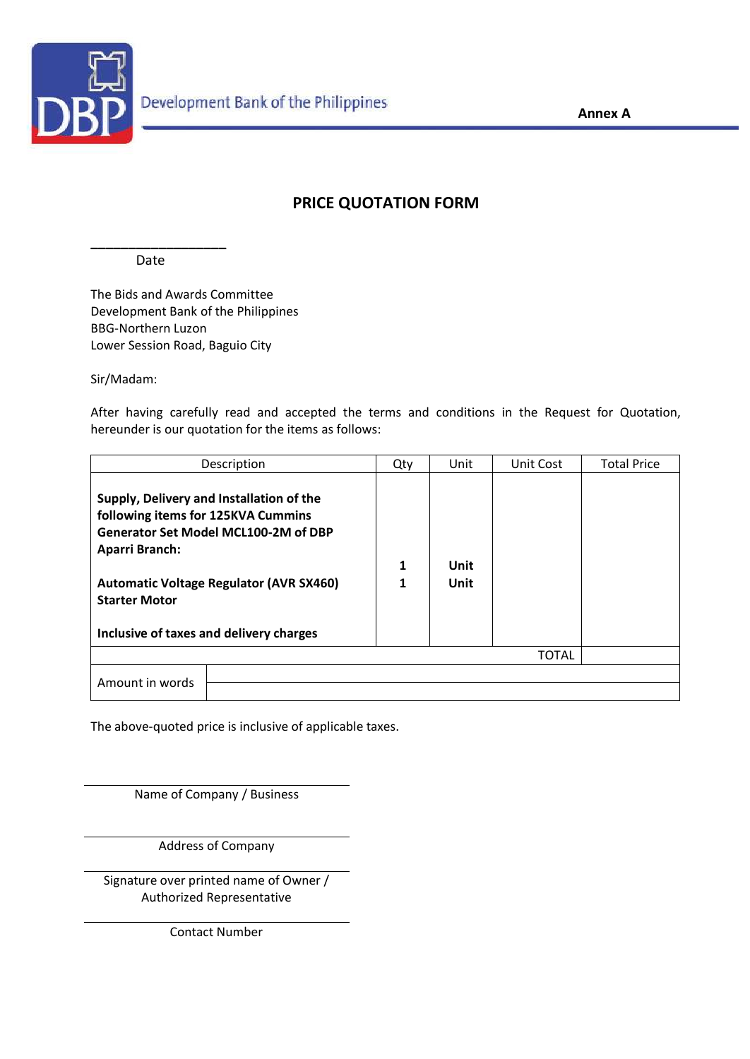Development Bank of the Philippines

**Annex A**

# PRICE QUOTATION FORM

\_\_\_\_\_\_\_\_\_\_\_\_\_\_\_\_\_\_\_\_

Date

The Bids and Awards Committee
Development Bank of the Philippines
BBG-Northern Luzon
Lower Session Road, Baguio City

Sir/Madam:

After having carefully read and accepted the terms and conditions in the Request for Quotation, hereunder is our quotation for the items as follows:

| Description | Qty | Unit | Unit Cost | Total Price |
|---|---|---|---|---|
| **Supply, Delivery and Installation of the following items for 125KVA Cummins Generator Set Model MCL100-2M of DBP Aparri Branch:** | | | | |
| **Automatic Voltage Regulator (AVR SX460)** | **1** | **Unit** | | |
| **Starter Motor** | **1** | **Unit** | | |
| **Inclusive of taxes and delivery charges** | | | | |
| | | | TOTAL | |
| Amount in words | | | | |

The above-quoted price is inclusive of applicable taxes.

\_\_\_\_\_\_\_\_\_\_\_\_\_\_\_\_\_\_\_\_\_\_\_\_\_\_\_\_\_\_

Name of Company / Business

\_\_\_\_\_\_\_\_\_\_\_\_\_\_\_\_\_\_\_\_\_\_\_\_\_\_\_\_\_\_

Address of Company

\_\_\_\_\_\_\_\_\_\_\_\_\_\_\_\_\_\_\_\_\_\_\_\_\_\_\_\_\_\_

Signature over printed name of Owner / Authorized Representative

\_\_\_\_\_\_\_\_\_\_\_\_\_\_\_\_\_\_\_\_\_\_\_\_\_\_\_\_\_\_

Contact Number